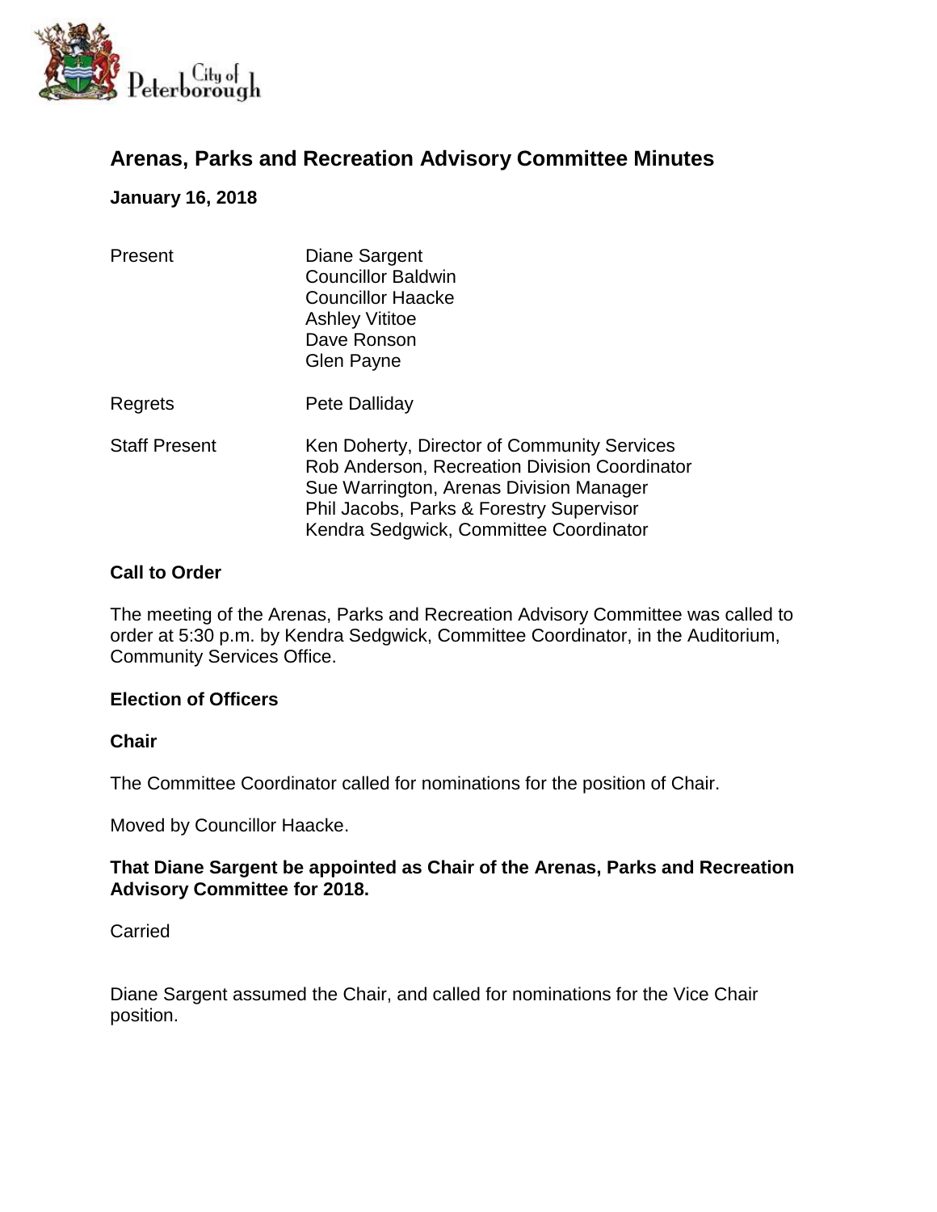City of Peterborough

# Arenas, Parks and Recreation Advisory Committee Minutes

**January 16, 2018**

| | |
|---|---|
| Present | Diane Sargent<br>Councillor Baldwin<br>Councillor Haacke<br>Ashley Vititoe<br>Dave Ronson<br>Glen Payne |
| Regrets | Pete Dalliday |
| Staff Present | Ken Doherty, Director of Community Services<br>Rob Anderson, Recreation Division Coordinator<br>Sue Warrington, Arenas Division Manager<br>Phil Jacobs, Parks & Forestry Supervisor<br>Kendra Sedgwick, Committee Coordinator |

## Call to Order

The meeting of the Arenas, Parks and Recreation Advisory Committee was called to order at 5:30 p.m. by Kendra Sedgwick, Committee Coordinator, in the Auditorium, Community Services Office.

## Election of Officers

### Chair

The Committee Coordinator called for nominations for the position of Chair.

Moved by Councillor Haacke.

**That Diane Sargent be appointed as Chair of the Arenas, Parks and Recreation Advisory Committee for 2018.**

Carried

Diane Sargent assumed the Chair, and called for nominations for the Vice Chair position.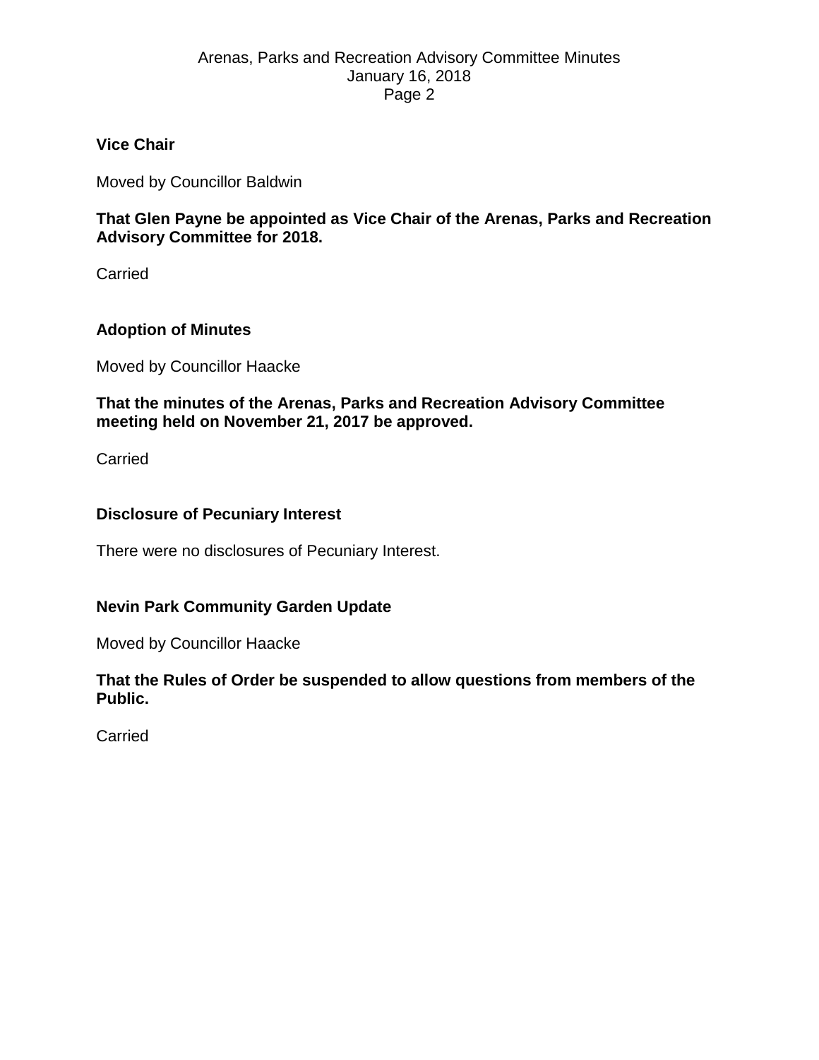## Vice Chair

Moved by Councillor Baldwin

**That Glen Payne be appointed as Vice Chair of the Arenas, Parks and Recreation Advisory Committee for 2018.**

Carried

## Adoption of Minutes

Moved by Councillor Haacke

**That the minutes of the Arenas, Parks and Recreation Advisory Committee meeting held on November 21, 2017 be approved.**

Carried

## Disclosure of Pecuniary Interest

There were no disclosures of Pecuniary Interest.

## Nevin Park Community Garden Update

Moved by Councillor Haacke

**That the Rules of Order be suspended to allow questions from members of the Public.**

Carried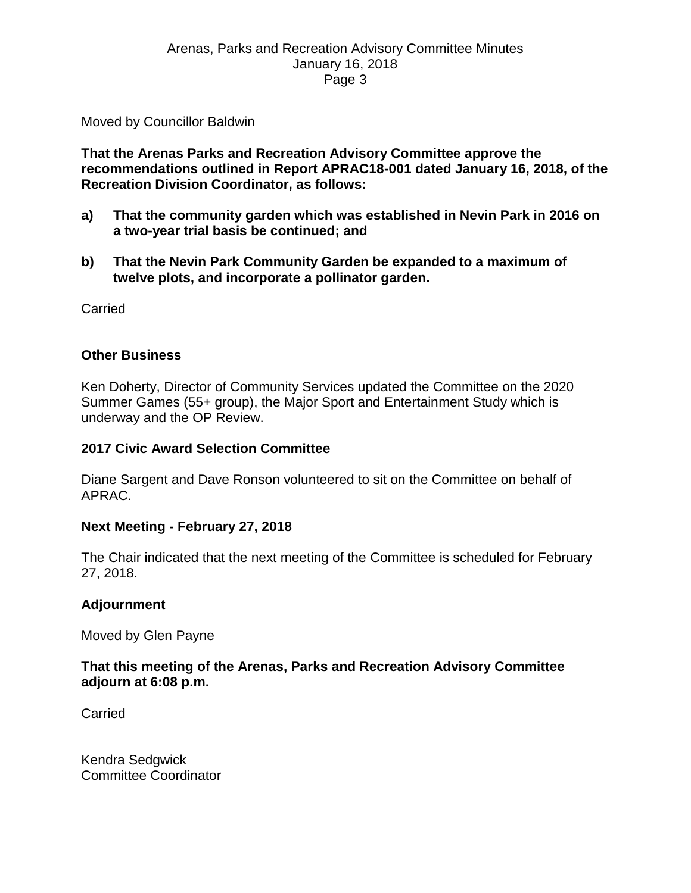Moved by Councillor Baldwin

**That the Arenas Parks and Recreation Advisory Committee approve the recommendations outlined in Report APRAC18-001 dated January 16, 2018, of the Recreation Division Coordinator, as follows:**

**a) That the community garden which was established in Nevin Park in 2016 on a two-year trial basis be continued; and**

**b) That the Nevin Park Community Garden be expanded to a maximum of twelve plots, and incorporate a pollinator garden.**

Carried

### Other Business

Ken Doherty, Director of Community Services updated the Committee on the 2020 Summer Games (55+ group), the Major Sport and Entertainment Study which is underway and the OP Review.

### 2017 Civic Award Selection Committee

Diane Sargent and Dave Ronson volunteered to sit on the Committee on behalf of APRAC.

### Next Meeting - February 27, 2018

The Chair indicated that the next meeting of the Committee is scheduled for February 27, 2018.

### Adjournment

Moved by Glen Payne

**That this meeting of the Arenas, Parks and Recreation Advisory Committee adjourn at 6:08 p.m.**

Carried

Kendra Sedgwick
Committee Coordinator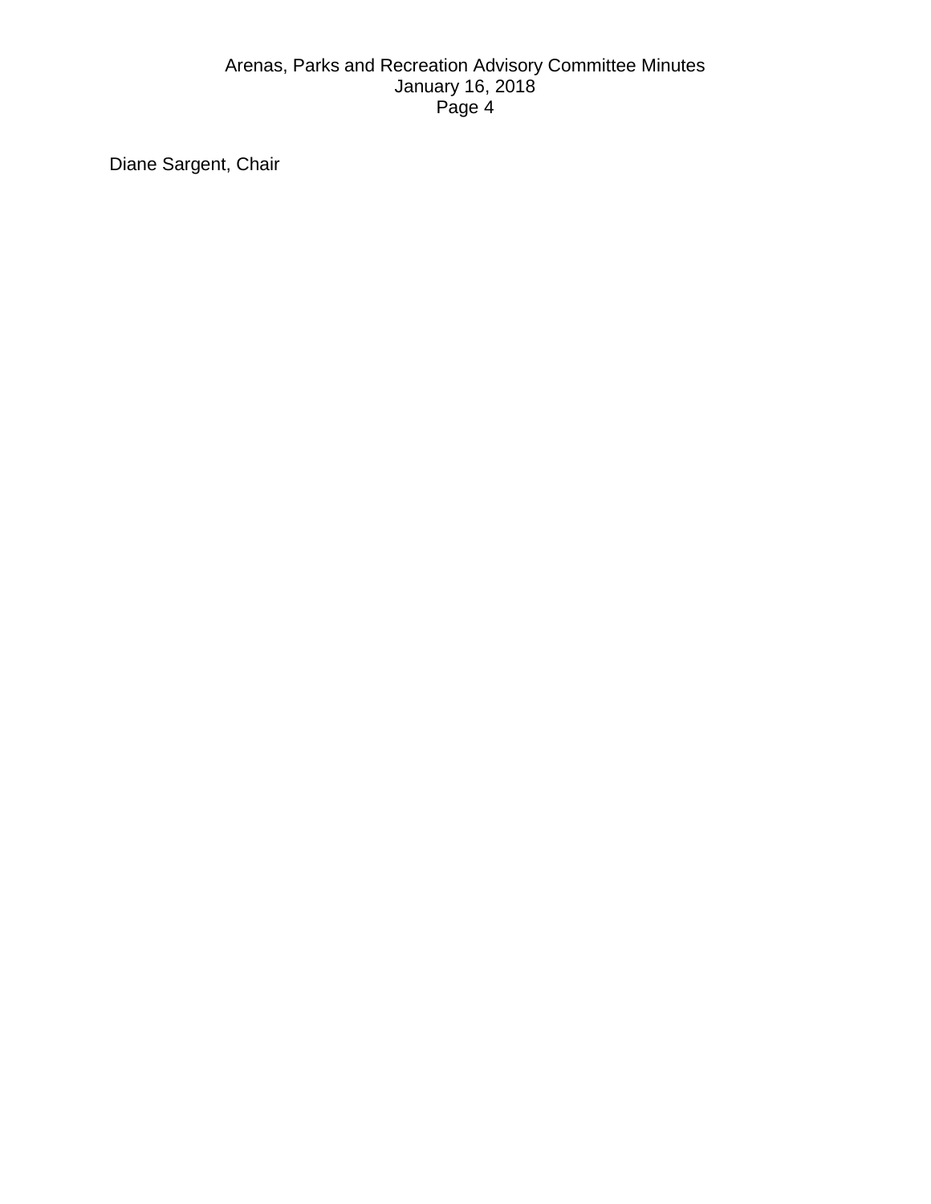Diane Sargent, Chair